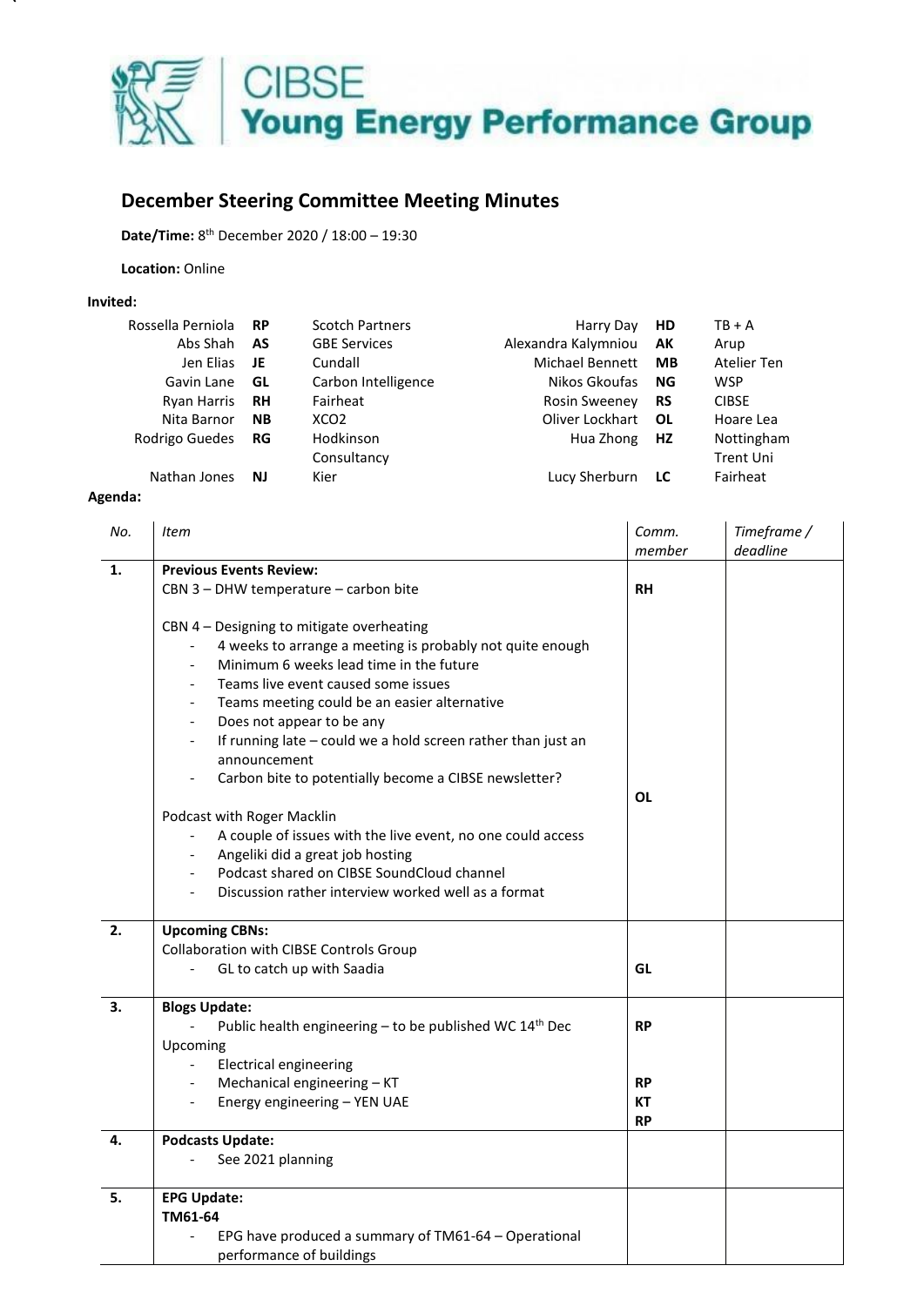CIBSE
**Young Energy Performance Group**

## December Steering Committee Meeting Minutes

**Date/Time:** 8th December 2020 / 18:00 – 19:30

**Location:** Online

**Invited:**

| Name | Initials | Organisation | Name | Initials | Organisation |
|---|---|---|---|---|---|
| Rossella Perniola | **RP** | Scotch Partners | Harry Day | **HD** | TB + A |
| Abs Shah | **AS** | GBE Services | Alexandra Kalymniou | **AK** | Arup |
| Jen Elias | **JE** | Cundall | Michael Bennett | **MB** | Atelier Ten |
| Gavin Lane | **GL** | Carbon Intelligence | Nikos Gkoufas | **NG** | WSP |
| Ryan Harris | **RH** | Fairheat | Rosin Sweeney | **RS** | CIBSE |
| Nita Barnor | **NB** | XCO2 | Oliver Lockhart | **OL** | Hoare Lea |
| Rodrigo Guedes | **RG** | Hodkinson Consultancy | Hua Zhong | **HZ** | Nottingham Trent Uni |
| Nathan Jones | **NJ** | Kier | Lucy Sherburn | **LC** | Fairheat |

**Agenda:**

| *No.* | *Item* | *Comm. member* | *Timeframe / deadline* |
|---|---|---|---|
| **1.** | **Previous Events Review:**<br>CBN 3 – DHW temperature – carbon bite<br><br>CBN 4 – Designing to mitigate overheating<br>- 4 weeks to arrange a meeting is probably not quite enough<br>- Minimum 6 weeks lead time in the future<br>- Teams live event caused some issues<br>- Teams meeting could be an easier alternative<br>- Does not appear to be any<br>- If running late – could we a hold screen rather than just an announcement<br>- Carbon bite to potentially become a CIBSE newsletter?<br><br>Podcast with Roger Macklin<br>- A couple of issues with the live event, no one could access<br>- Angeliki did a great job hosting<br>- Podcast shared on CIBSE SoundCloud channel<br>- Discussion rather interview worked well as a format | **RH**<br><br><br><br><br><br><br><br><br><br><br>**OL** | |
| **2.** | **Upcoming CBNs:**<br>Collaboration with CIBSE Controls Group<br>- GL to catch up with Saadia | **GL** | |
| **3.** | **Blogs Update:**<br>- Public health engineering – to be published WC 14th Dec<br>Upcoming<br>- Electrical engineering<br>- Mechanical engineering – KT<br>- Energy engineering – YEN UAE | **RP**<br><br><br>**RP**<br>**KT**<br>**RP** | |
| **4.** | **Podcasts Update:**<br>- See 2021 planning | | |
| **5.** | **EPG Update:**<br>**TM61-64**<br>- EPG have produced a summary of TM61-64 – Operational performance of buildings | | |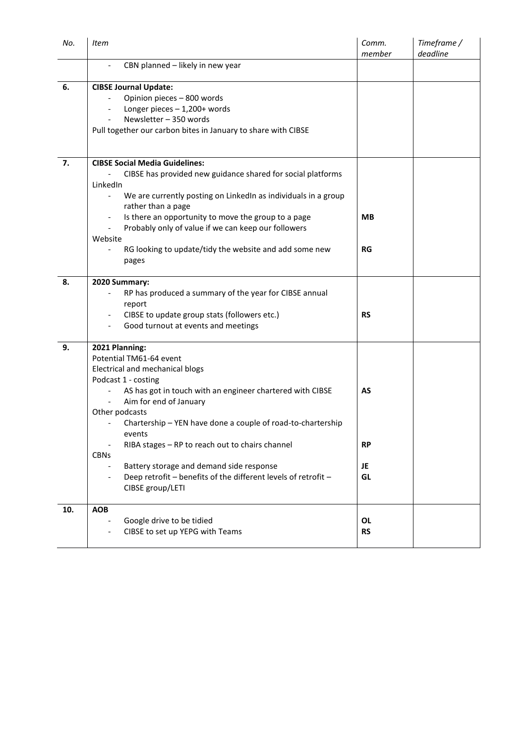| *No.* | *Item* | *Comm. member* | *Timeframe / deadline* |
|---|---|---|---|
| | - CBN planned – likely in new year | | |
| **6.** | **CIBSE Journal Update:**<br>- Opinion pieces – 800 words<br>- Longer pieces – 1,200+ words<br>- Newsletter – 350 words<br>Pull together our carbon bites in January to share with CIBSE | | |
| **7.** | **CIBSE Social Media Guidelines:**<br>- CIBSE has provided new guidance shared for social platforms<br>LinkedIn<br>- We are currently posting on LinkedIn as individuals in a group rather than a page<br>- Is there an opportunity to move the group to a page<br>- Probably only of value if we can keep our followers<br>Website<br>- RG looking to update/tidy the website and add some new pages | **MB**<br><br>**RG** | |
| **8.** | **2020 Summary:**<br>- RP has produced a summary of the year for CIBSE annual report<br>- CIBSE to update group stats (followers etc.)<br>- Good turnout at events and meetings | **RS** | |
| **9.** | **2021 Planning:**<br>Potential TM61-64 event<br>Electrical and mechanical blogs<br>Podcast 1 - costing<br>- AS has got in touch with an engineer chartered with CIBSE<br>- Aim for end of January<br>Other podcasts<br>- Chartership – YEN have done a couple of road-to-chartership events<br>- RIBA stages – RP to reach out to chairs channel<br>CBNs<br>- Battery storage and demand side response<br>- Deep retrofit – benefits of the different levels of retrofit – CIBSE group/LETI | **AS**<br><br>**RP**<br><br>**JE**<br>**GL** | |
| **10.** | **AOB**<br>- Google drive to be tidied<br>- CIBSE to set up YEPG with Teams | **OL**<br>**RS** | |